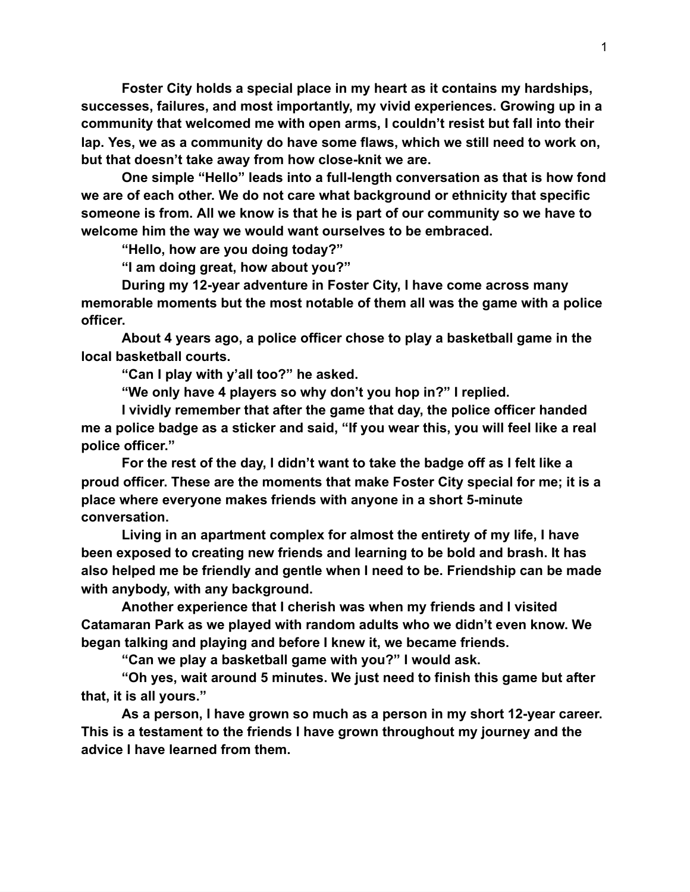**Foster City holds a special place in my heart as it contains my hardships, successes, failures, and most importantly, my vivid experiences. Growing up in a community that welcomed me with open arms, I couldn't resist but fall into their lap. Yes, we as a community do have some flaws, which we still need to work on, but that doesn't take away from how close-knit we are.**

**One simple "Hello" leads into a full-length conversation as that is how fond we are of each other. We do not care what background or ethnicity that specific someone is from. All we know is that he is part of our community so we have to welcome him the way we would want ourselves to be embraced.**

**"Hello, how are you doing today?"**

**"I am doing great, how about you?"**

**During my 12-year adventure in Foster City, I have come across many memorable moments but the most notable of them all was the game with a police officer.**

**About 4 years ago, a police officer chose to play a basketball game in the local basketball courts.**

**"Can I play with y'all too?" he asked.**

**"We only have 4 players so why don't you hop in?" I replied.**

**I vividly remember that after the game that day, the police officer handed me a police badge as a sticker and said, "If you wear this, you will feel like a real police officer."**

**For the rest of the day, I didn't want to take the badge off as I felt like a proud officer. These are the moments that make Foster City special for me; it is a place where everyone makes friends with anyone in a short 5-minute conversation.**

**Living in an apartment complex for almost the entirety of my life, I have been exposed to creating new friends and learning to be bold and brash. It has also helped me be friendly and gentle when I need to be. Friendship can be made with anybody, with any background.**

**Another experience that I cherish was when my friends and I visited Catamaran Park as we played with random adults who we didn't even know. We began talking and playing and before I knew it, we became friends.**

**"Can we play a basketball game with you?" I would ask.**

**"Oh yes, wait around 5 minutes. We just need to finish this game but after that, it is all yours."**

**As a person, I have grown so much as a person in my short 12-year career. This is a testament to the friends I have grown throughout my journey and the advice I have learned from them.**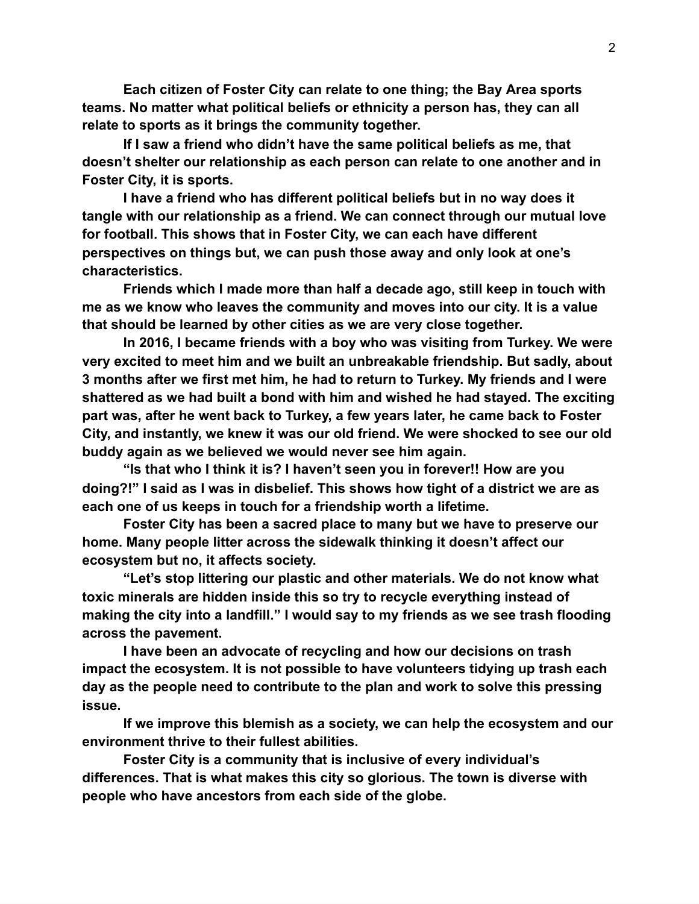**Each citizen of Foster City can relate to one thing; the Bay Area sports teams. No matter what political beliefs or ethnicity a person has, they can all relate to sports as it brings the community together.**

**If I saw a friend who didn't have the same political beliefs as me, that doesn't shelter our relationship as each person can relate to one another and in Foster City, it is sports.**

**I have a friend who has different political beliefs but in no way does it tangle with our relationship as a friend. We can connect through our mutual love for football. This shows that in Foster City, we can each have different perspectives on things but, we can push those away and only look at one's characteristics.**

**Friends which I made more than half a decade ago, still keep in touch with me as we know who leaves the community and moves into our city. It is a value that should be learned by other cities as we are very close together.**

**In 2016, I became friends with a boy who was visiting from Turkey. We were very excited to meet him and we built an unbreakable friendship. But sadly, about 3 months after we first met him, he had to return to Turkey. My friends and I were shattered as we had built a bond with him and wished he had stayed. The exciting part was, after he went back to Turkey, a few years later, he came back to Foster City, and instantly, we knew it was our old friend. We were shocked to see our old buddy again as we believed we would never see him again.**

**"Is that who I think it is? I haven't seen you in forever!! How are you doing?!" I said as I was in disbelief. This shows how tight of a district we are as each one of us keeps in touch for a friendship worth a lifetime.**

**Foster City has been a sacred place to many but we have to preserve our home. Many people litter across the sidewalk thinking it doesn't affect our ecosystem but no, it affects society.**

**"Let's stop littering our plastic and other materials. We do not know what toxic minerals are hidden inside this so try to recycle everything instead of making the city into a landfill." I would say to my friends as we see trash flooding across the pavement.**

**I have been an advocate of recycling and how our decisions on trash impact the ecosystem. It is not possible to have volunteers tidying up trash each day as the people need to contribute to the plan and work to solve this pressing issue.**

**If we improve this blemish as a society, we can help the ecosystem and our environment thrive to their fullest abilities.**

**Foster City is a community that is inclusive of every individual's differences. That is what makes this city so glorious. The town is diverse with people who have ancestors from each side of the globe.**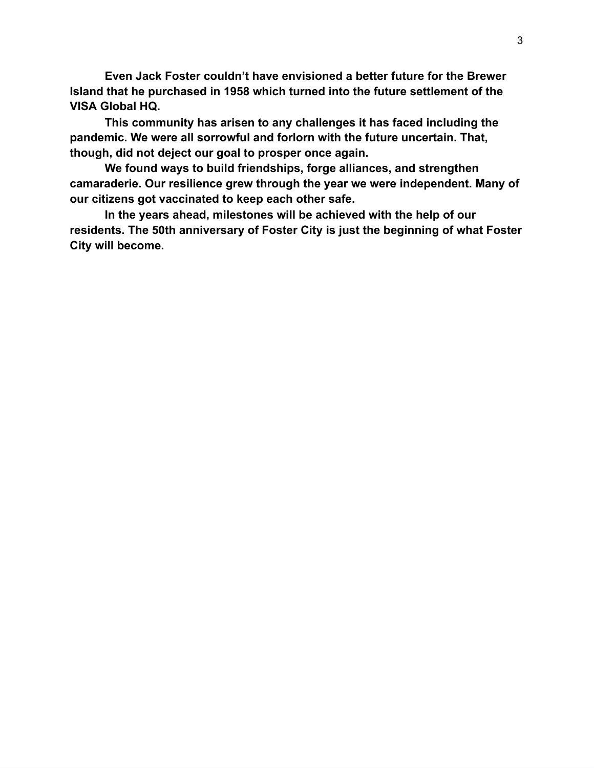**Even Jack Foster couldn't have envisioned a better future for the Brewer Island that he purchased in 1958 which turned into the future settlement of the VISA Global HQ.**

**This community has arisen to any challenges it has faced including the pandemic. We were all sorrowful and forlorn with the future uncertain. That, though, did not deject our goal to prosper once again.**

**We found ways to build friendships, forge alliances, and strengthen camaraderie. Our resilience grew through the year we were independent. Many of our citizens got vaccinated to keep each other safe.**

**In the years ahead, milestones will be achieved with the help of our residents. The 50th anniversary of Foster City is just the beginning of what Foster City will become.**